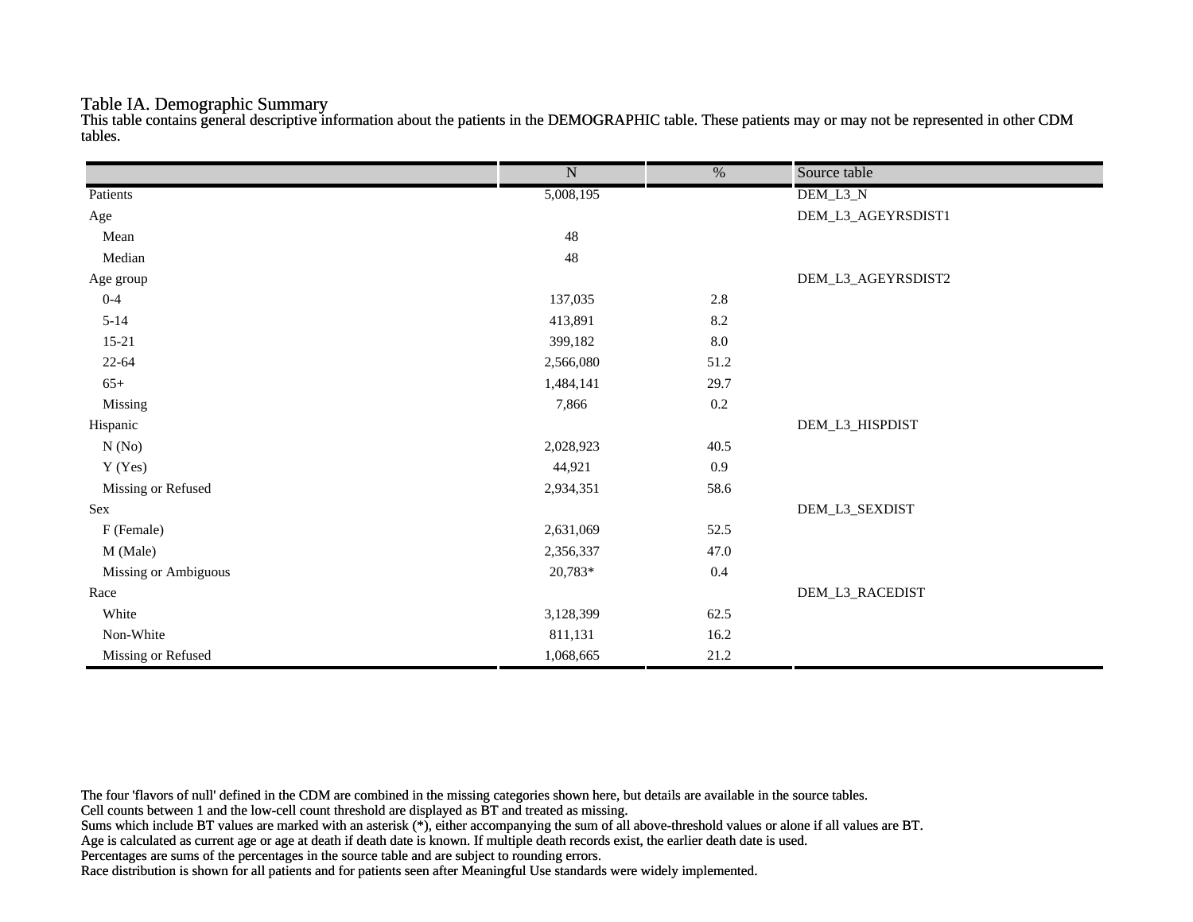# Table IA. Demographic Summary

This table contains general descriptive information about the patients in the DEMOGRAPHIC table. These patients may or may not be represented in other CDM tables.

| | N | % | Source table |
|---|---|---|---|
| Patients | 5,008,195 | | DEM_L3_N |
| Age | | | DEM_L3_AGEYRSDIST1 |
| Mean | 48 | | |
| Median | 48 | | |
| Age group | | | DEM_L3_AGEYRSDIST2 |
| 0-4 | 137,035 | 2.8 | |
| 5-14 | 413,891 | 8.2 | |
| 15-21 | 399,182 | 8.0 | |
| 22-64 | 2,566,080 | 51.2 | |
| 65+ | 1,484,141 | 29.7 | |
| Missing | 7,866 | 0.2 | |
| Hispanic | | | DEM_L3_HISPDIST |
| N (No) | 2,028,923 | 40.5 | |
| Y (Yes) | 44,921 | 0.9 | |
| Missing or Refused | 2,934,351 | 58.6 | |
| Sex | | | DEM_L3_SEXDIST |
| F (Female) | 2,631,069 | 52.5 | |
| M (Male) | 2,356,337 | 47.0 | |
| Missing or Ambiguous | 20,783* | 0.4 | |
| Race | | | DEM_L3_RACEDIST |
| White | 3,128,399 | 62.5 | |
| Non-White | 811,131 | 16.2 | |
| Missing or Refused | 1,068,665 | 21.2 | |

The four 'flavors of null' defined in the CDM are combined in the missing categories shown here, but details are available in the source tables.
Cell counts between 1 and the low-cell count threshold are displayed as BT and treated as missing.
Sums which include BT values are marked with an asterisk (*), either accompanying the sum of all above-threshold values or alone if all values are BT.
Age is calculated as current age or age at death if death date is known. If multiple death records exist, the earlier death date is used.
Percentages are sums of the percentages in the source table and are subject to rounding errors.
Race distribution is shown for all patients and for patients seen after Meaningful Use standards were widely implemented.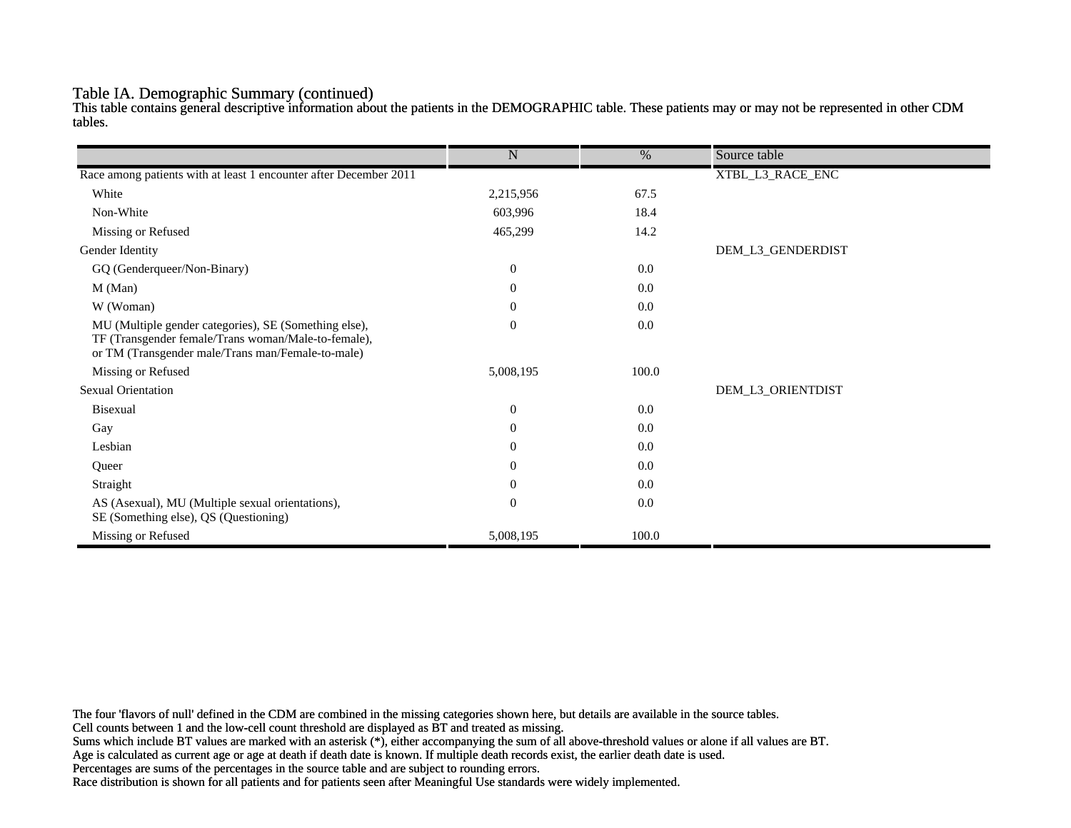## Table IA. Demographic Summary (continued)

This table contains general descriptive information about the patients in the DEMOGRAPHIC table. These patients may or may not be represented in other CDM tables.

| | N | % | Source table |
|---|---|---|---|
| Race among patients with at least 1 encounter after December 2011 | | | XTBL_L3_RACE_ENC |
| White | 2,215,956 | 67.5 | |
| Non-White | 603,996 | 18.4 | |
| Missing or Refused | 465,299 | 14.2 | |
| Gender Identity | | | DEM_L3_GENDERDIST |
| GQ (Genderqueer/Non-Binary) | 0 | 0.0 | |
| M (Man) | 0 | 0.0 | |
| W (Woman) | 0 | 0.0 | |
| MU (Multiple gender categories), SE (Something else), TF (Transgender female/Trans woman/Male-to-female), or TM (Transgender male/Trans man/Female-to-male) | 0 | 0.0 | |
| Missing or Refused | 5,008,195 | 100.0 | |
| Sexual Orientation | | | DEM_L3_ORIENTDIST |
| Bisexual | 0 | 0.0 | |
| Gay | 0 | 0.0 | |
| Lesbian | 0 | 0.0 | |
| Queer | 0 | 0.0 | |
| Straight | 0 | 0.0 | |
| AS (Asexual), MU (Multiple sexual orientations), SE (Something else), QS (Questioning) | 0 | 0.0 | |
| Missing or Refused | 5,008,195 | 100.0 | |

The four 'flavors of null' defined in the CDM are combined in the missing categories shown here, but details are available in the source tables.
Cell counts between 1 and the low-cell count threshold are displayed as BT and treated as missing.
Sums which include BT values are marked with an asterisk (*), either accompanying the sum of all above-threshold values or alone if all values are BT.
Age is calculated as current age or age at death if death date is known. If multiple death records exist, the earlier death date is used.
Percentages are sums of the percentages in the source table and are subject to rounding errors.
Race distribution is shown for all patients and for patients seen after Meaningful Use standards were widely implemented.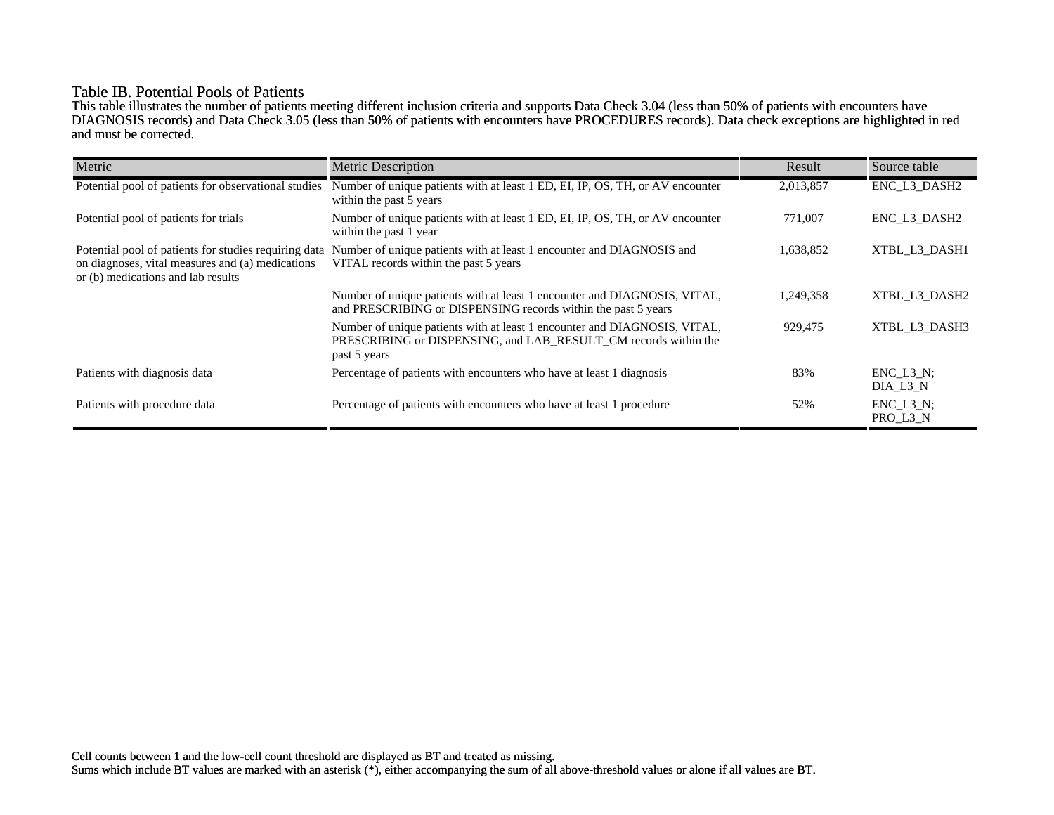## Table IB. Potential Pools of Patients

This table illustrates the number of patients meeting different inclusion criteria and supports Data Check 3.04 (less than 50% of patients with encounters have DIAGNOSIS records) and Data Check 3.05 (less than 50% of patients with encounters have PROCEDURES records). Data check exceptions are highlighted in red and must be corrected.

| Metric | Metric Description | Result | Source table |
|---|---|---|---|
| Potential pool of patients for observational studies | Number of unique patients with at least 1 ED, EI, IP, OS, TH, or AV encounter within the past 5 years | 2,013,857 | ENC_L3_DASH2 |
| Potential pool of patients for trials | Number of unique patients with at least 1 ED, EI, IP, OS, TH, or AV encounter within the past 1 year | 771,007 | ENC_L3_DASH2 |
| Potential pool of patients for studies requiring data on diagnoses, vital measures and (a) medications or (b) medications and lab results | Number of unique patients with at least 1 encounter and DIAGNOSIS and VITAL records within the past 5 years | 1,638,852 | XTBL_L3_DASH1 |
| | Number of unique patients with at least 1 encounter and DIAGNOSIS, VITAL, and PRESCRIBING or DISPENSING records within the past 5 years | 1,249,358 | XTBL_L3_DASH2 |
| | Number of unique patients with at least 1 encounter and DIAGNOSIS, VITAL, PRESCRIBING or DISPENSING, and LAB_RESULT_CM records within the past 5 years | 929,475 | XTBL_L3_DASH3 |
| Patients with diagnosis data | Percentage of patients with encounters who have at least 1 diagnosis | 83% | ENC_L3_N; DIA_L3_N |
| Patients with procedure data | Percentage of patients with encounters who have at least 1 procedure | 52% | ENC_L3_N; PRO_L3_N |

Cell counts between 1 and the low-cell count threshold are displayed as BT and treated as missing.
Sums which include BT values are marked with an asterisk (*), either accompanying the sum of all above-threshold values or alone if all values are BT.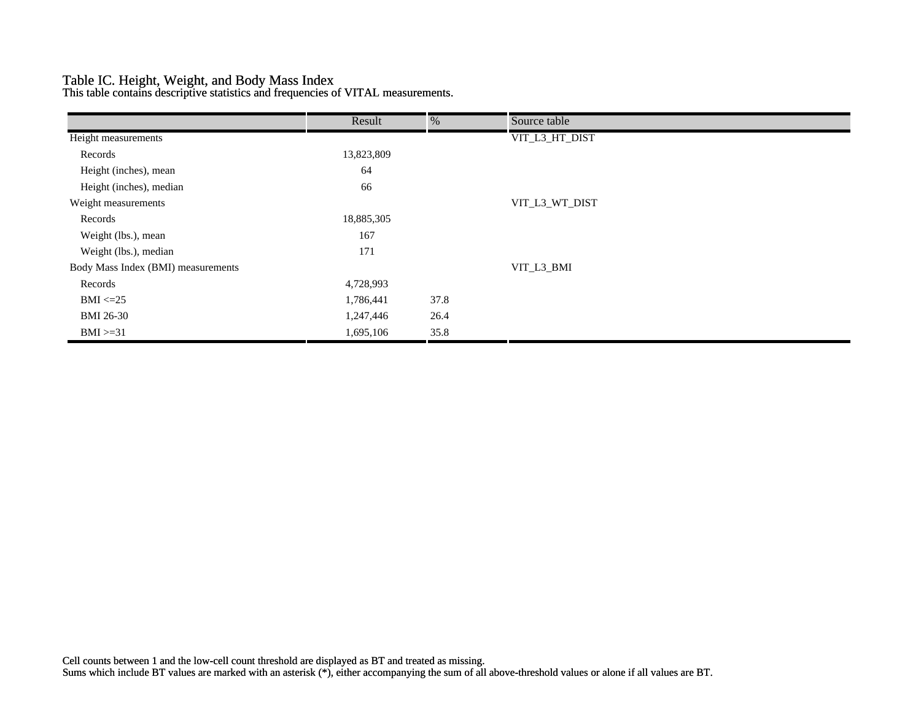## Table IC. Height, Weight, and Body Mass Index

This table contains descriptive statistics and frequencies of VITAL measurements.

| | Result | % | Source table |
|---|---|---|---|
| Height measurements | | | VIT_L3_HT_DIST |
| Records | 13,823,809 | | |
| Height (inches), mean | 64 | | |
| Height (inches), median | 66 | | |
| Weight measurements | | | VIT_L3_WT_DIST |
| Records | 18,885,305 | | |
| Weight (lbs.), mean | 167 | | |
| Weight (lbs.), median | 171 | | |
| Body Mass Index (BMI) measurements | | | VIT_L3_BMI |
| Records | 4,728,993 | | |
| BMI <=25 | 1,786,441 | 37.8 | |
| BMI 26-30 | 1,247,446 | 26.4 | |
| BMI >=31 | 1,695,106 | 35.8 | |

Cell counts between 1 and the low-cell count threshold are displayed as BT and treated as missing.
Sums which include BT values are marked with an asterisk (*), either accompanying the sum of all above-threshold values or alone if all values are BT.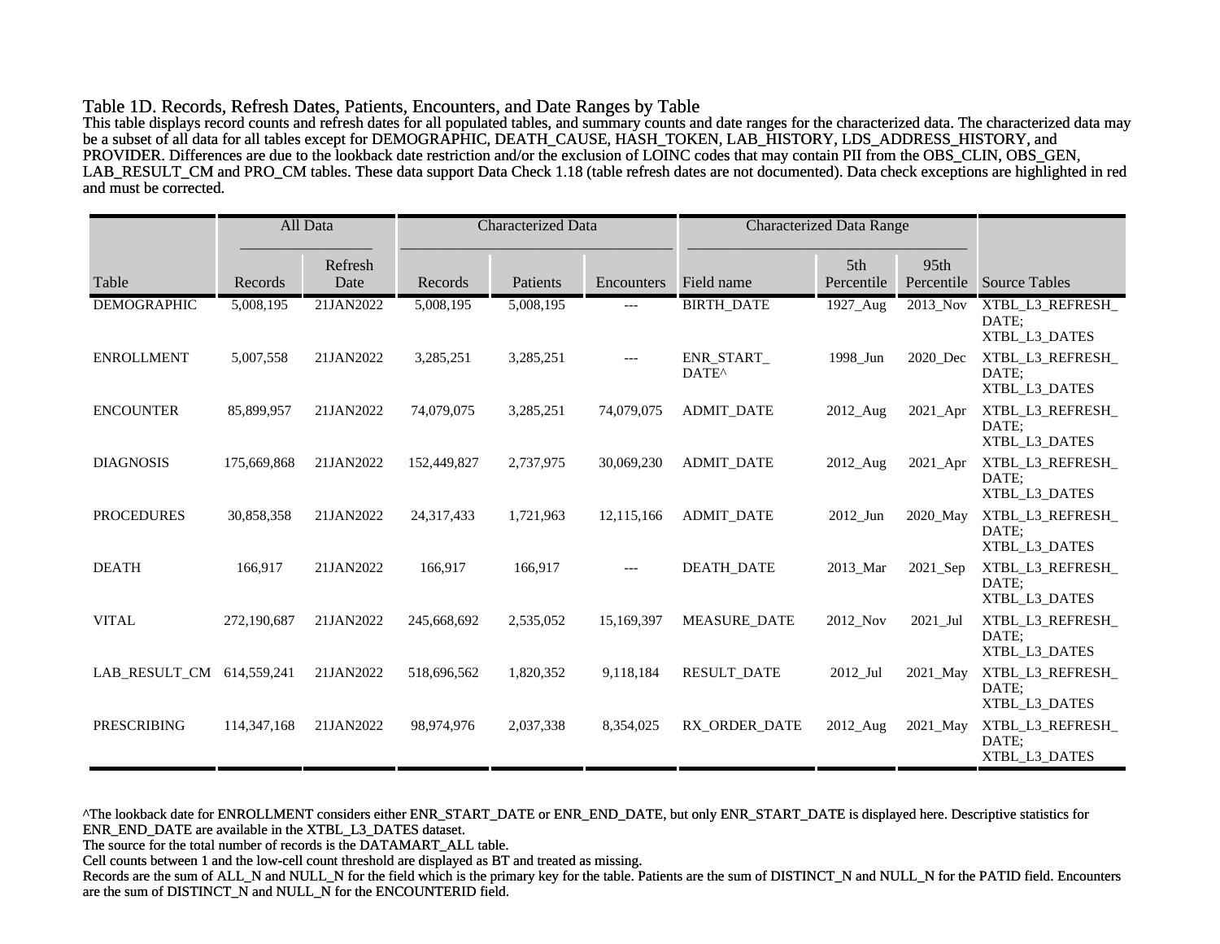## Table 1D. Records, Refresh Dates, Patients, Encounters, and Date Ranges by Table

This table displays record counts and refresh dates for all populated tables, and summary counts and date ranges for the characterized data. The characterized data may be a subset of all data for all tables except for DEMOGRAPHIC, DEATH_CAUSE, HASH_TOKEN, LAB_HISTORY, LDS_ADDRESS_HISTORY, and PROVIDER. Differences are due to the lookback date restriction and/or the exclusion of LOINC codes that may contain PII from the OBS_CLIN, OBS_GEN, LAB_RESULT_CM and PRO_CM tables. These data support Data Check 1.18 (table refresh dates are not documented). Data check exceptions are highlighted in red and must be corrected.

| | All Data | | Characterized Data | | | Characterized Data Range | | | |
|---|---|---|---|---|---|---|---|---|---|
| Table | Records | Refresh Date | Records | Patients | Encounters | Field name | 5th Percentile | 95th Percentile | Source Tables |
| DEMOGRAPHIC | 5,008,195 | 21JAN2022 | 5,008,195 | 5,008,195 | --- | BIRTH_DATE | 1927_Aug | 2013_Nov | XTBL_L3_REFRESH_DATE; XTBL_L3_DATES |
| ENROLLMENT | 5,007,558 | 21JAN2022 | 3,285,251 | 3,285,251 | --- | ENR_START_DATE^ | 1998_Jun | 2020_Dec | XTBL_L3_REFRESH_DATE; XTBL_L3_DATES |
| ENCOUNTER | 85,899,957 | 21JAN2022 | 74,079,075 | 3,285,251 | 74,079,075 | ADMIT_DATE | 2012_Aug | 2021_Apr | XTBL_L3_REFRESH_DATE; XTBL_L3_DATES |
| DIAGNOSIS | 175,669,868 | 21JAN2022 | 152,449,827 | 2,737,975 | 30,069,230 | ADMIT_DATE | 2012_Aug | 2021_Apr | XTBL_L3_REFRESH_DATE; XTBL_L3_DATES |
| PROCEDURES | 30,858,358 | 21JAN2022 | 24,317,433 | 1,721,963 | 12,115,166 | ADMIT_DATE | 2012_Jun | 2020_May | XTBL_L3_REFRESH_DATE; XTBL_L3_DATES |
| DEATH | 166,917 | 21JAN2022 | 166,917 | 166,917 | --- | DEATH_DATE | 2013_Mar | 2021_Sep | XTBL_L3_REFRESH_DATE; XTBL_L3_DATES |
| VITAL | 272,190,687 | 21JAN2022 | 245,668,692 | 2,535,052 | 15,169,397 | MEASURE_DATE | 2012_Nov | 2021_Jul | XTBL_L3_REFRESH_DATE; XTBL_L3_DATES |
| LAB_RESULT_CM | 614,559,241 | 21JAN2022 | 518,696,562 | 1,820,352 | 9,118,184 | RESULT_DATE | 2012_Jul | 2021_May | XTBL_L3_REFRESH_DATE; XTBL_L3_DATES |
| PRESCRIBING | 114,347,168 | 21JAN2022 | 98,974,976 | 2,037,338 | 8,354,025 | RX_ORDER_DATE | 2012_Aug | 2021_May | XTBL_L3_REFRESH_DATE; XTBL_L3_DATES |

^The lookback date for ENROLLMENT considers either ENR_START_DATE or ENR_END_DATE, but only ENR_START_DATE is displayed here. Descriptive statistics for ENR_END_DATE are available in the XTBL_L3_DATES dataset.

The source for the total number of records is the DATAMART_ALL table.

Cell counts between 1 and the low-cell count threshold are displayed as BT and treated as missing.

Records are the sum of ALL_N and NULL_N for the field which is the primary key for the table. Patients are the sum of DISTINCT_N and NULL_N for the PATID field. Encounters are the sum of DISTINCT_N and NULL_N for the ENCOUNTERID field.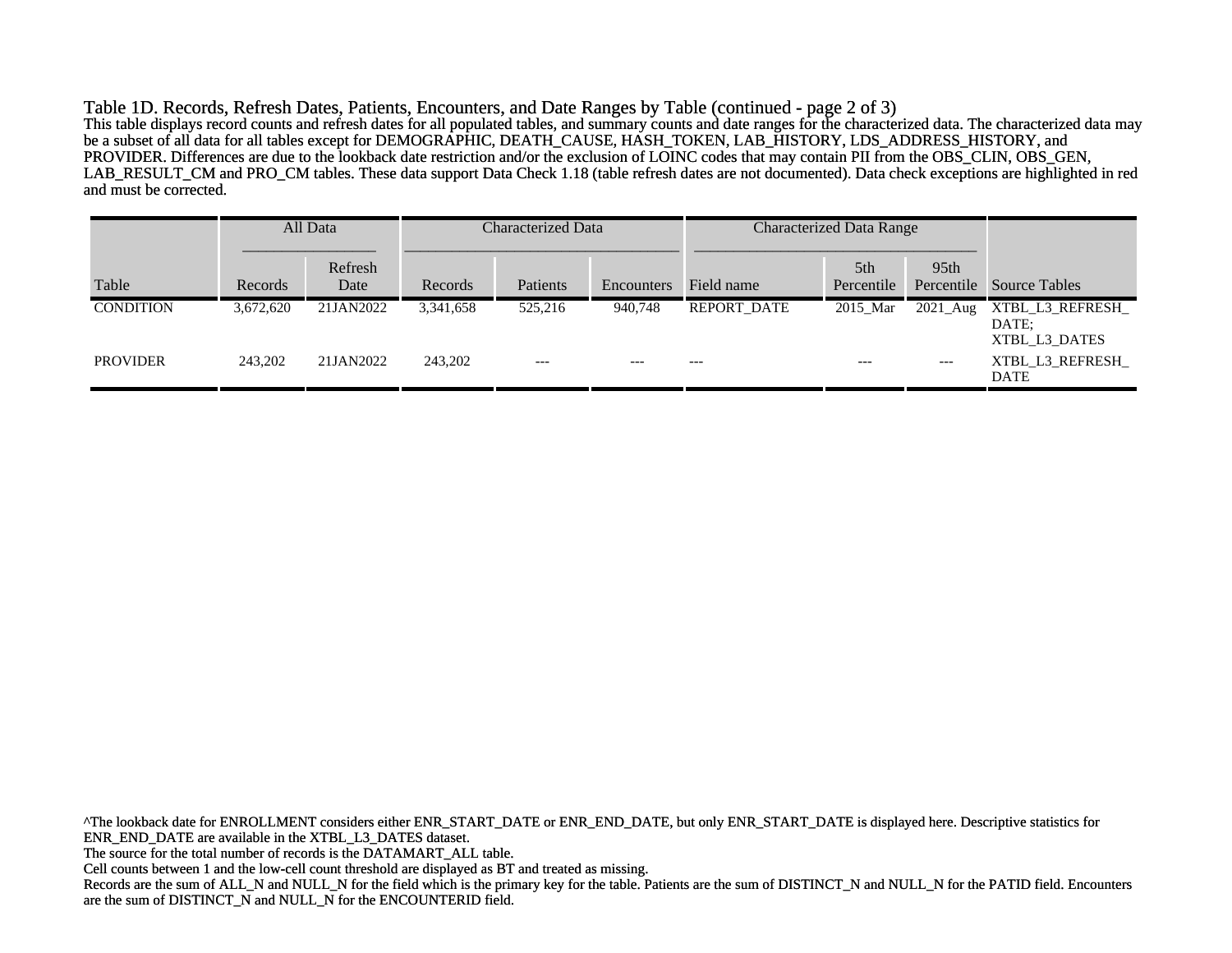Table 1D. Records, Refresh Dates, Patients, Encounters, and Date Ranges by Table (continued - page 2 of 3)

This table displays record counts and refresh dates for all populated tables, and summary counts and date ranges for the characterized data. The characterized data may be a subset of all data for all tables except for DEMOGRAPHIC, DEATH_CAUSE, HASH_TOKEN, LAB_HISTORY, LDS_ADDRESS_HISTORY, and PROVIDER. Differences are due to the lookback date restriction and/or the exclusion of LOINC codes that may contain PII from the OBS_CLIN, OBS_GEN, LAB_RESULT_CM and PRO_CM tables. These data support Data Check 1.18 (table refresh dates are not documented). Data check exceptions are highlighted in red and must be corrected.

| | All Data | | Characterized Data | | | Characterized Data Range | | | |
|---|---|---|---|---|---|---|---|---|---|
| Table | Records | Refresh Date | Records | Patients | Encounters | Field name | 5th Percentile | 95th Percentile | Source Tables |
| CONDITION | 3,672,620 | 21JAN2022 | 3,341,658 | 525,216 | 940,748 | REPORT_DATE | 2015_Mar | 2021_Aug | XTBL_L3_REFRESH_DATE; XTBL_L3_DATES |
| PROVIDER | 243,202 | 21JAN2022 | 243,202 | --- | --- | --- | --- | --- | XTBL_L3_REFRESH_DATE |

^The lookback date for ENROLLMENT considers either ENR_START_DATE or ENR_END_DATE, but only ENR_START_DATE is displayed here. Descriptive statistics for ENR_END_DATE are available in the XTBL_L3_DATES dataset.
The source for the total number of records is the DATAMART_ALL table.
Cell counts between 1 and the low-cell count threshold are displayed as BT and treated as missing.
Records are the sum of ALL_N and NULL_N for the field which is the primary key for the table. Patients are the sum of DISTINCT_N and NULL_N for the PATID field. Encounters are the sum of DISTINCT_N and NULL_N for the ENCOUNTERID field.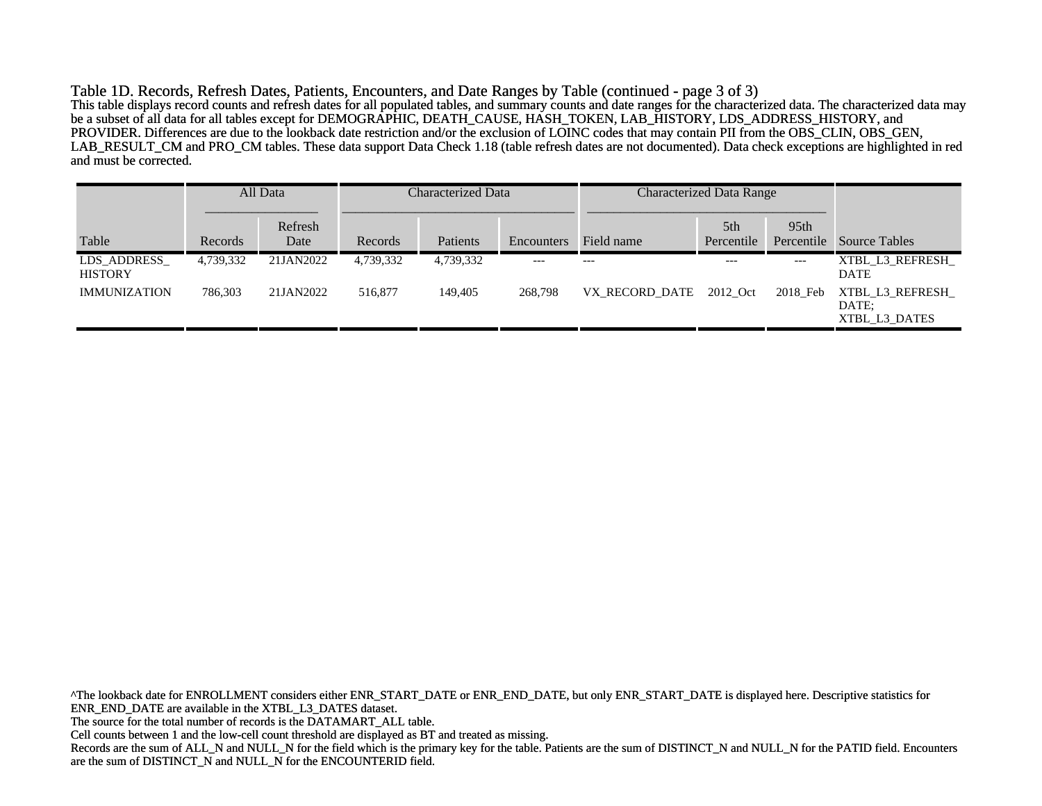Table 1D. Records, Refresh Dates, Patients, Encounters, and Date Ranges by Table (continued - page 3 of 3)

This table displays record counts and refresh dates for all populated tables, and summary counts and date ranges for the characterized data. The characterized data may be a subset of all data for all tables except for DEMOGRAPHIC, DEATH_CAUSE, HASH_TOKEN, LAB_HISTORY, LDS_ADDRESS_HISTORY, and PROVIDER. Differences are due to the lookback date restriction and/or the exclusion of LOINC codes that may contain PII from the OBS_CLIN, OBS_GEN, LAB_RESULT_CM and PRO_CM tables. These data support Data Check 1.18 (table refresh dates are not documented). Data check exceptions are highlighted in red and must be corrected.

| | All Data | | Characterized Data | | | Characterized Data Range | | | |
|---|---|---|---|---|---|---|---|---|---|
| Table | Records | Refresh Date | Records | Patients | Encounters | Field name | 5th Percentile | 95th Percentile | Source Tables |
| LDS_ADDRESS_HISTORY | 4,739,332 | 21JAN2022 | 4,739,332 | 4,739,332 | --- | --- | --- | --- | XTBL_L3_REFRESH_DATE |
| IMMUNIZATION | 786,303 | 21JAN2022 | 516,877 | 149,405 | 268,798 | VX_RECORD_DATE | 2012_Oct | 2018_Feb | XTBL_L3_REFRESH_DATE; XTBL_L3_DATES |

^The lookback date for ENROLLMENT considers either ENR_START_DATE or ENR_END_DATE, but only ENR_START_DATE is displayed here. Descriptive statistics for ENR_END_DATE are available in the XTBL_L3_DATES dataset.

The source for the total number of records is the DATAMART_ALL table.

Cell counts between 1 and the low-cell count threshold are displayed as BT and treated as missing.

Records are the sum of ALL_N and NULL_N for the field which is the primary key for the table. Patients are the sum of DISTINCT_N and NULL_N for the PATID field. Encounters are the sum of DISTINCT_N and NULL_N for the ENCOUNTERID field.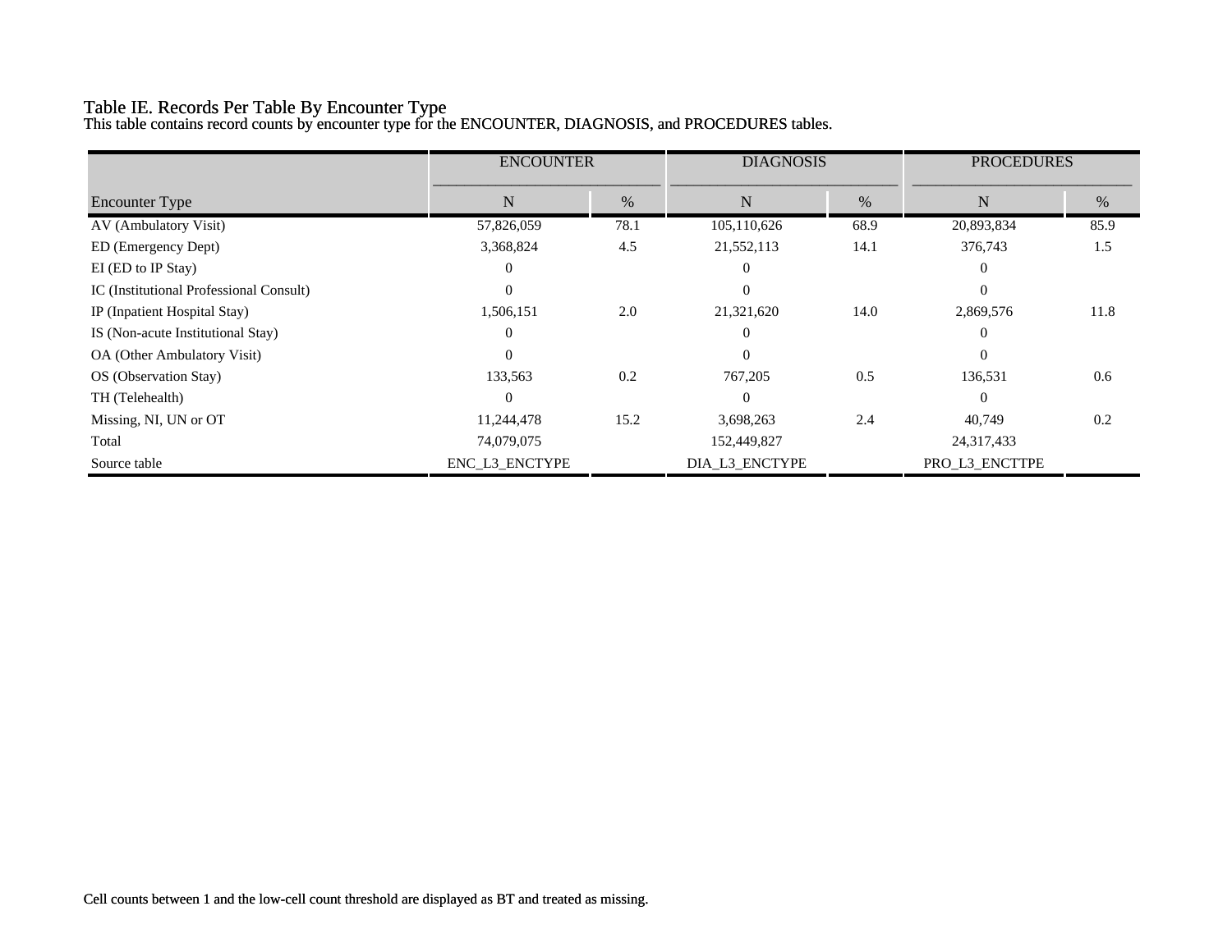# Table IE. Records Per Table By Encounter Type

This table contains record counts by encounter type for the ENCOUNTER, DIAGNOSIS, and PROCEDURES tables.

| | ENCOUNTER | | DIAGNOSIS | | PROCEDURES | |
|---|---|---|---|---|---|---|
| Encounter Type | N | % | N | % | N | % |
| AV (Ambulatory Visit) | 57,826,059 | 78.1 | 105,110,626 | 68.9 | 20,893,834 | 85.9 |
| ED (Emergency Dept) | 3,368,824 | 4.5 | 21,552,113 | 14.1 | 376,743 | 1.5 |
| EI (ED to IP Stay) | 0 | | 0 | | 0 | |
| IC (Institutional Professional Consult) | 0 | | 0 | | 0 | |
| IP (Inpatient Hospital Stay) | 1,506,151 | 2.0 | 21,321,620 | 14.0 | 2,869,576 | 11.8 |
| IS (Non-acute Institutional Stay) | 0 | | 0 | | 0 | |
| OA (Other Ambulatory Visit) | 0 | | 0 | | 0 | |
| OS (Observation Stay) | 133,563 | 0.2 | 767,205 | 0.5 | 136,531 | 0.6 |
| TH (Telehealth) | 0 | | 0 | | 0 | |
| Missing, NI, UN or OT | 11,244,478 | 15.2 | 3,698,263 | 2.4 | 40,749 | 0.2 |
| Total | 74,079,075 | | 152,449,827 | | 24,317,433 | |
| Source table | ENC_L3_ENCTYPE | | DIA_L3_ENCTYPE | | PRO_L3_ENCTTPE | |

Cell counts between 1 and the low-cell count threshold are displayed as BT and treated as missing.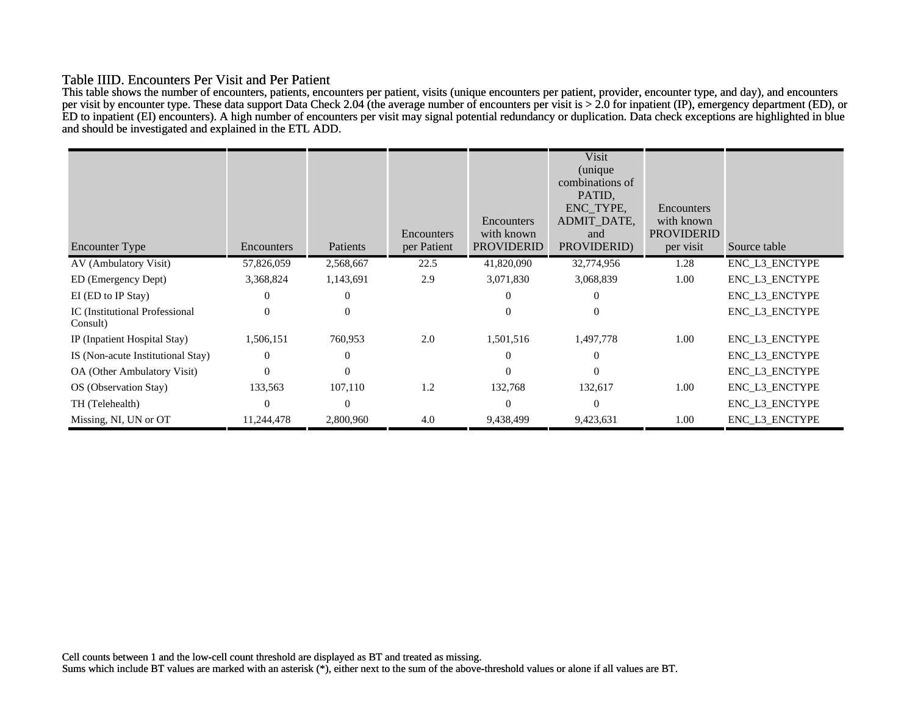### Table IIID. Encounters Per Visit and Per Patient

This table shows the number of encounters, patients, encounters per patient, visits (unique encounters per patient, provider, encounter type, and day), and encounters per visit by encounter type. These data support Data Check 2.04 (the average number of encounters per visit is > 2.0 for inpatient (IP), emergency department (ED), or ED to inpatient (EI) encounters). A high number of encounters per visit may signal potential redundancy or duplication. Data check exceptions are highlighted in blue and should be investigated and explained in the ETL ADD.

| Encounter Type | Encounters | Patients | Encounters per Patient | Encounters with known PROVIDERID | Visit (unique combinations of PATID, ENC_TYPE, ADMIT_DATE, and PROVIDERID) | Encounters with known PROVIDERID per visit | Source table |
|---|---|---|---|---|---|---|---|
| AV (Ambulatory Visit) | 57,826,059 | 2,568,667 | 22.5 | 41,820,090 | 32,774,956 | 1.28 | ENC_L3_ENCTYPE |
| ED (Emergency Dept) | 3,368,824 | 1,143,691 | 2.9 | 3,071,830 | 3,068,839 | 1.00 | ENC_L3_ENCTYPE |
| EI (ED to IP Stay) | 0 | 0 | | 0 | 0 | | ENC_L3_ENCTYPE |
| IC (Institutional Professional Consult) | 0 | 0 | | 0 | 0 | | ENC_L3_ENCTYPE |
| IP (Inpatient Hospital Stay) | 1,506,151 | 760,953 | 2.0 | 1,501,516 | 1,497,778 | 1.00 | ENC_L3_ENCTYPE |
| IS (Non-acute Institutional Stay) | 0 | 0 | | 0 | 0 | | ENC_L3_ENCTYPE |
| OA (Other Ambulatory Visit) | 0 | 0 | | 0 | 0 | | ENC_L3_ENCTYPE |
| OS (Observation Stay) | 133,563 | 107,110 | 1.2 | 132,768 | 132,617 | 1.00 | ENC_L3_ENCTYPE |
| TH (Telehealth) | 0 | 0 | | 0 | 0 | | ENC_L3_ENCTYPE |
| Missing, NI, UN or OT | 11,244,478 | 2,800,960 | 4.0 | 9,438,499 | 9,423,631 | 1.00 | ENC_L3_ENCTYPE |

Cell counts between 1 and the low-cell count threshold are displayed as BT and treated as missing.
Sums which include BT values are marked with an asterisk (*), either next to the sum of the above-threshold values or alone if all values are BT.